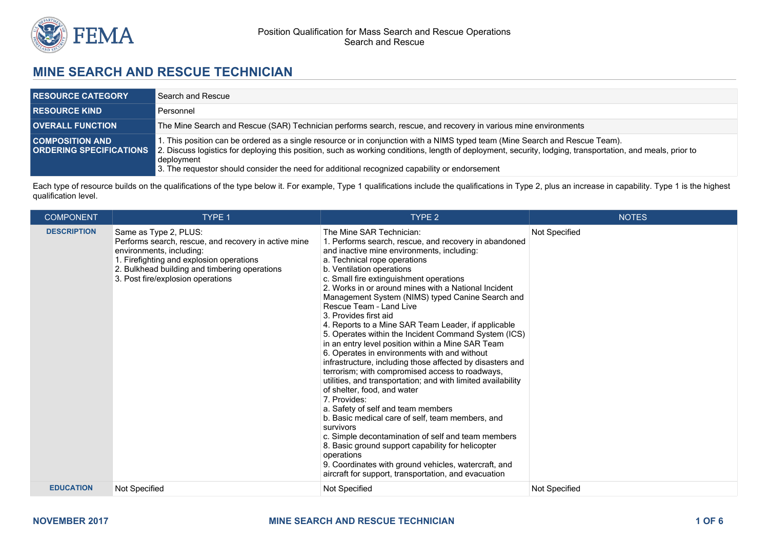# MINE SEARCH AND RESCUE TECHNICIAN

| | |
|---|---|
| **RESOURCE CATEGORY** | Search and Rescue |
| **RESOURCE KIND** | Personnel |
| **OVERALL FUNCTION** | The Mine Search and Rescue (SAR) Technician performs search, rescue, and recovery in various mine environments |
| **COMPOSITION AND ORDERING SPECIFICATIONS** | 1. This position can be ordered as a single resource or in conjunction with a NIMS typed team (Mine Search and Rescue Team).<br>2. Discuss logistics for deploying this position, such as working conditions, length of deployment, security, lodging, transportation, and meals, prior to deployment<br>3. The requestor should consider the need for additional recognized capability or endorsement |

Each type of resource builds on the qualifications of the type below it. For example, Type 1 qualifications include the qualifications in Type 2, plus an increase in capability. Type 1 is the highest qualification level.

| COMPONENT | TYPE 1 | TYPE 2 | NOTES |
|---|---|---|---|
| **DESCRIPTION** | Same as Type 2, PLUS:<br>Performs search, rescue, and recovery in active mine environments, including:<br>1. Firefighting and explosion operations<br>2. Bulkhead building and timbering operations<br>3. Post fire/explosion operations | The Mine SAR Technician:<br>1. Performs search, rescue, and recovery in abandoned and inactive mine environments, including:<br>a. Technical rope operations<br>b. Ventilation operations<br>c. Small fire extinguishment operations<br>2. Works in or around mines with a National Incident Management System (NIMS) typed Canine Search and Rescue Team – Land Live<br>3. Provides first aid<br>4. Reports to a Mine SAR Team Leader, if applicable<br>5. Operates within the Incident Command System (ICS) in an entry level position within a Mine SAR Team<br>6. Operates in environments with and without infrastructure, including those affected by disasters and terrorism; with compromised access to roadways, utilities, and transportation; and with limited availability of shelter, food, and water<br>7. Provides:<br>a. Safety of self and team members<br>b. Basic medical care of self, team members, and survivors<br>c. Simple decontamination of self and team members<br>8. Basic ground support capability for helicopter operations<br>9. Coordinates with ground vehicles, watercraft, and aircraft for support, transportation, and evacuation | Not Specified |
| **EDUCATION** | Not Specified | Not Specified | Not Specified |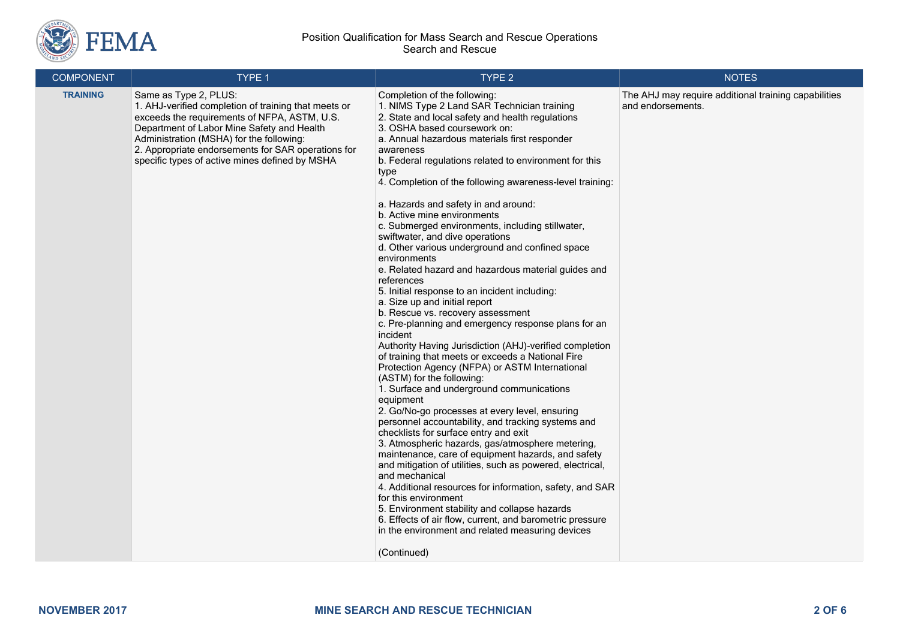| COMPONENT | TYPE 1 | TYPE 2 | NOTES |
|---|---|---|---|
| **TRAINING** | Same as Type 2, PLUS:<br>1. AHJ-verified completion of training that meets or exceeds the requirements of NFPA, ASTM, U.S. Department of Labor Mine Safety and Health Administration (MSHA) for the following:<br>2. Appropriate endorsements for SAR operations for specific types of active mines defined by MSHA | Completion of the following:<br>1. NIMS Type 2 Land SAR Technician training<br>2. State and local safety and health regulations<br>3. OSHA based coursework on:<br>a. Annual hazardous materials first responder awareness<br>b. Federal regulations related to environment for this type<br>4. Completion of the following awareness-level training:<br><br>a. Hazards and safety in and around:<br>b. Active mine environments<br>c. Submerged environments, including stillwater, swiftwater, and dive operations<br>d. Other various underground and confined space environments<br>e. Related hazard and hazardous material guides and references<br>5. Initial response to an incident including:<br>a. Size up and initial report<br>b. Rescue vs. recovery assessment<br>c. Pre-planning and emergency response plans for an incident<br>Authority Having Jurisdiction (AHJ)-verified completion of training that meets or exceeds a National Fire Protection Agency (NFPA) or ASTM International (ASTM) for the following:<br>1. Surface and underground communications equipment<br>2. Go/No-go processes at every level, ensuring personnel accountability, and tracking systems and checklists for surface entry and exit<br>3. Atmospheric hazards, gas/atmosphere metering, maintenance, care of equipment hazards, and safety and mitigation of utilities, such as powered, electrical, and mechanical<br>4. Additional resources for information, safety, and SAR for this environment<br>5. Environment stability and collapse hazards<br>6. Effects of air flow, current, and barometric pressure in the environment and related measuring devices<br><br>(Continued) | The AHJ may require additional training capabilities and endorsements. |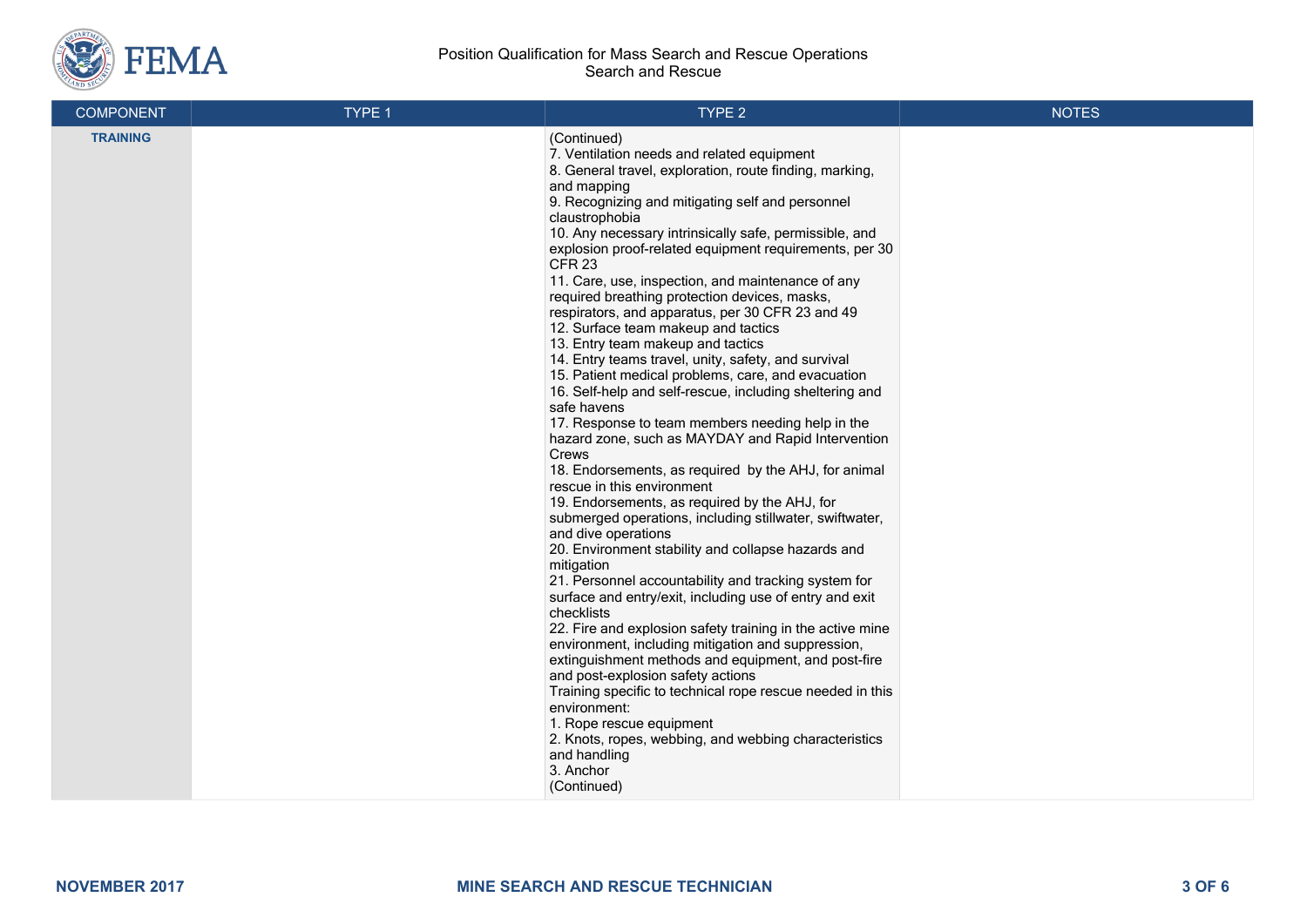Position Qualification for Mass Search and Rescue Operations
Search and Rescue

| COMPONENT | TYPE 1 | TYPE 2 | NOTES |
| --- | --- | --- | --- |
| **TRAINING** | | (Continued)<br>7. Ventilation needs and related equipment<br>8. General travel, exploration, route finding, marking, and mapping<br>9. Recognizing and mitigating self and personnel claustrophobia<br>10. Any necessary intrinsically safe, permissible, and explosion proof-related equipment requirements, per 30 CFR 23<br>11. Care, use, inspection, and maintenance of any required breathing protection devices, masks, respirators, and apparatus, per 30 CFR 23 and 49<br>12. Surface team makeup and tactics<br>13. Entry team makeup and tactics<br>14. Entry teams travel, unity, safety, and survival<br>15. Patient medical problems, care, and evacuation<br>16. Self-help and self-rescue, including sheltering and safe havens<br>17. Response to team members needing help in the hazard zone, such as MAYDAY and Rapid Intervention Crews<br>18. Endorsements, as required by the AHJ, for animal rescue in this environment<br>19. Endorsements, as required by the AHJ, for submerged operations, including stillwater, swiftwater, and dive operations<br>20. Environment stability and collapse hazards and mitigation<br>21. Personnel accountability and tracking system for surface and entry/exit, including use of entry and exit checklists<br>22. Fire and explosion safety training in the active mine environment, including mitigation and suppression, extinguishment methods and equipment, and post-fire and post-explosion safety actions<br>Training specific to technical rope rescue needed in this environment:<br>1. Rope rescue equipment<br>2. Knots, ropes, webbing, and webbing characteristics and handling<br>3. Anchor<br>(Continued) | |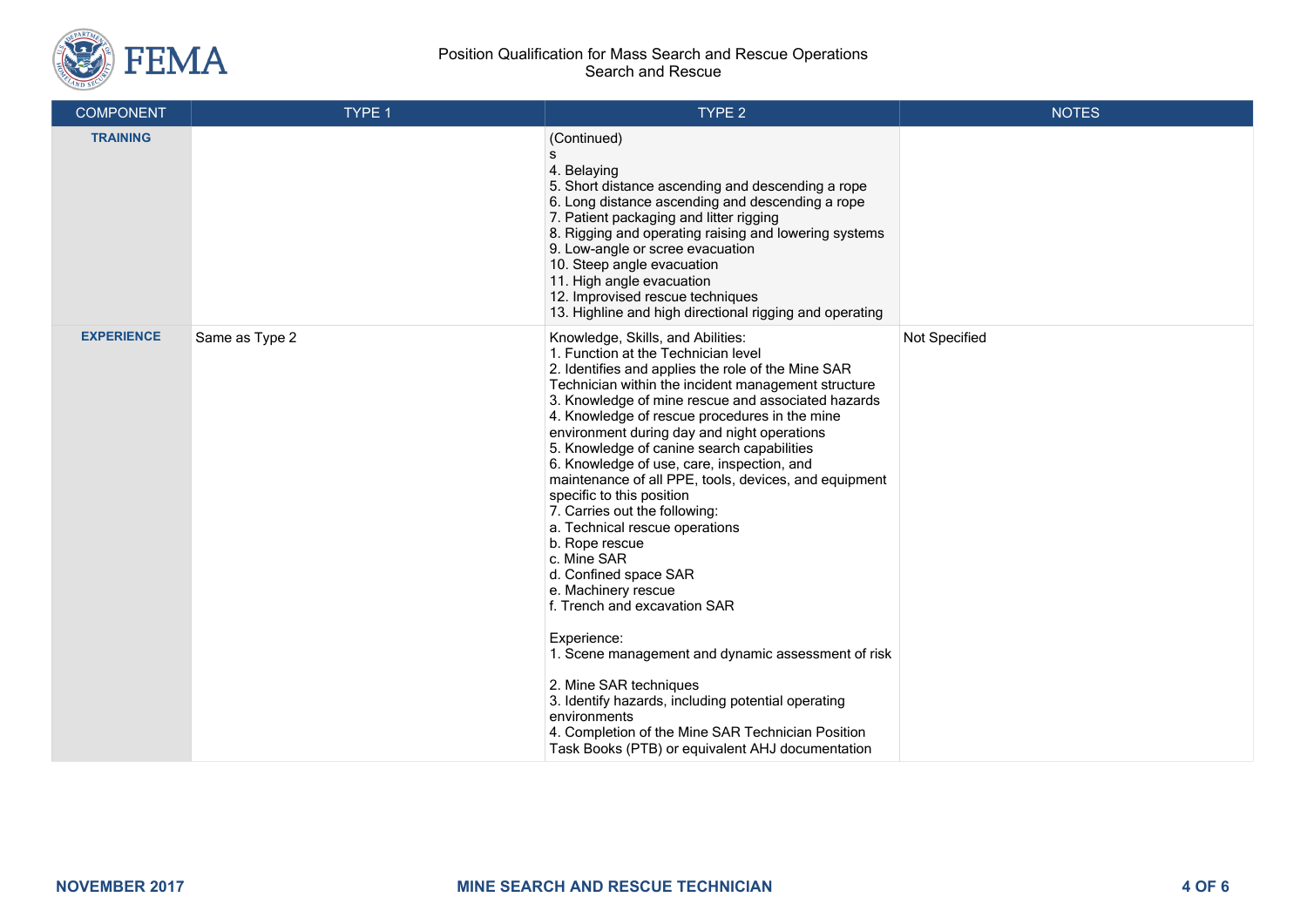| COMPONENT | TYPE 1 | TYPE 2 | NOTES |
|---|---|---|---|
| **TRAINING** | | (Continued)<br>s<br>4. Belaying<br>5. Short distance ascending and descending a rope<br>6. Long distance ascending and descending a rope<br>7. Patient packaging and litter rigging<br>8. Rigging and operating raising and lowering systems<br>9. Low-angle or scree evacuation<br>10. Steep angle evacuation<br>11. High angle evacuation<br>12. Improvised rescue techniques<br>13. Highline and high directional rigging and operating | |
| **EXPERIENCE** | Same as Type 2 | Knowledge, Skills, and Abilities:<br>1. Function at the Technician level<br>2. Identifies and applies the role of the Mine SAR Technician within the incident management structure<br>3. Knowledge of mine rescue and associated hazards<br>4. Knowledge of rescue procedures in the mine environment during day and night operations<br>5. Knowledge of canine search capabilities<br>6. Knowledge of use, care, inspection, and maintenance of all PPE, tools, devices, and equipment specific to this position<br>7. Carries out the following:<br>a. Technical rescue operations<br>b. Rope rescue<br>c. Mine SAR<br>d. Confined space SAR<br>e. Machinery rescue<br>f. Trench and excavation SAR<br><br>Experience:<br>1. Scene management and dynamic assessment of risk<br><br>2. Mine SAR techniques<br>3. Identify hazards, including potential operating environments<br>4. Completion of the Mine SAR Technician Position Task Books (PTB) or equivalent AHJ documentation | Not Specified |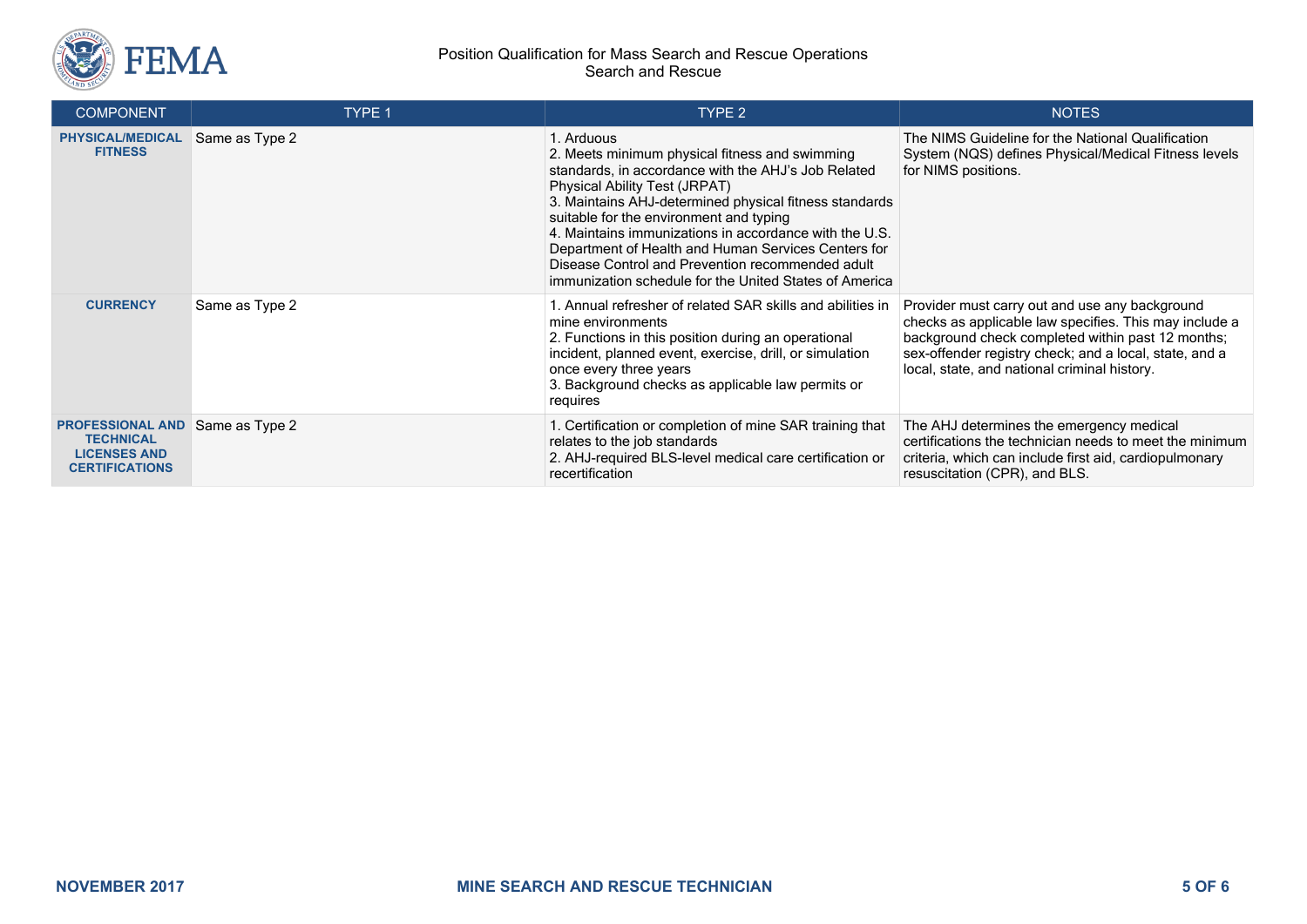| COMPONENT | TYPE 1 | TYPE 2 | NOTES |
|---|---|---|---|
| **PHYSICAL/MEDICAL FITNESS** | Same as Type 2 | 1. Arduous<br>2. Meets minimum physical fitness and swimming standards, in accordance with the AHJ's Job Related Physical Ability Test (JRPAT)<br>3. Maintains AHJ-determined physical fitness standards suitable for the environment and typing<br>4. Maintains immunizations in accordance with the U.S. Department of Health and Human Services Centers for Disease Control and Prevention recommended adult immunization schedule for the United States of America | The NIMS Guideline for the National Qualification System (NQS) defines Physical/Medical Fitness levels for NIMS positions. |
| **CURRENCY** | Same as Type 2 | 1. Annual refresher of related SAR skills and abilities in mine environments<br>2. Functions in this position during an operational incident, planned event, exercise, drill, or simulation once every three years<br>3. Background checks as applicable law permits or requires | Provider must carry out and use any background checks as applicable law specifies. This may include a background check completed within past 12 months; sex-offender registry check; and a local, state, and a local, state, and national criminal history. |
| **PROFESSIONAL AND TECHNICAL LICENSES AND CERTIFICATIONS** | Same as Type 2 | 1. Certification or completion of mine SAR training that relates to the job standards<br>2. AHJ-required BLS-level medical care certification or recertification | The AHJ determines the emergency medical certifications the technician needs to meet the minimum criteria, which can include first aid, cardiopulmonary resuscitation (CPR), and BLS. |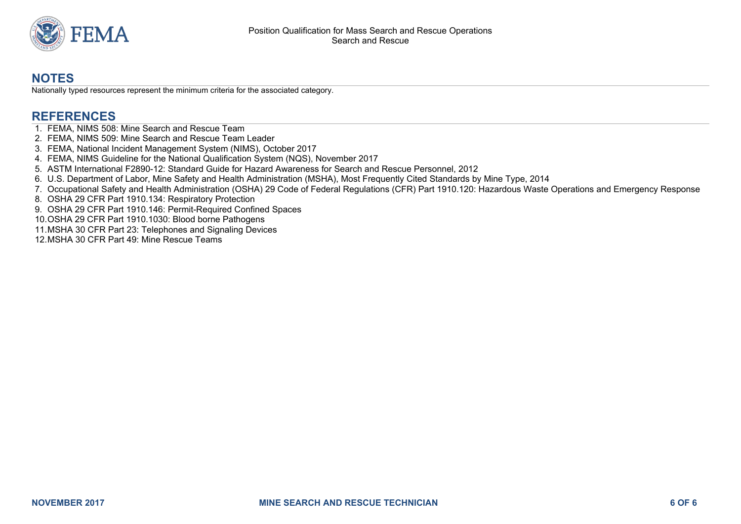## NOTES

Nationally typed resources represent the minimum criteria for the associated category.

## REFERENCES

1. FEMA, NIMS 508: Mine Search and Rescue Team
2. FEMA, NIMS 509: Mine Search and Rescue Team Leader
3. FEMA, National Incident Management System (NIMS), October 2017
4. FEMA, NIMS Guideline for the National Qualification System (NQS), November 2017
5. ASTM International F2890-12: Standard Guide for Hazard Awareness for Search and Rescue Personnel, 2012
6. U.S. Department of Labor, Mine Safety and Health Administration (MSHA), Most Frequently Cited Standards by Mine Type, 2014
7. Occupational Safety and Health Administration (OSHA) 29 Code of Federal Regulations (CFR) Part 1910.120: Hazardous Waste Operations and Emergency Response
8. OSHA 29 CFR Part 1910.134: Respiratory Protection
9. OSHA 29 CFR Part 1910.146: Permit-Required Confined Spaces
10. OSHA 29 CFR Part 1910.1030: Blood borne Pathogens
11. MSHA 30 CFR Part 23: Telephones and Signaling Devices
12. MSHA 30 CFR Part 49: Mine Rescue Teams